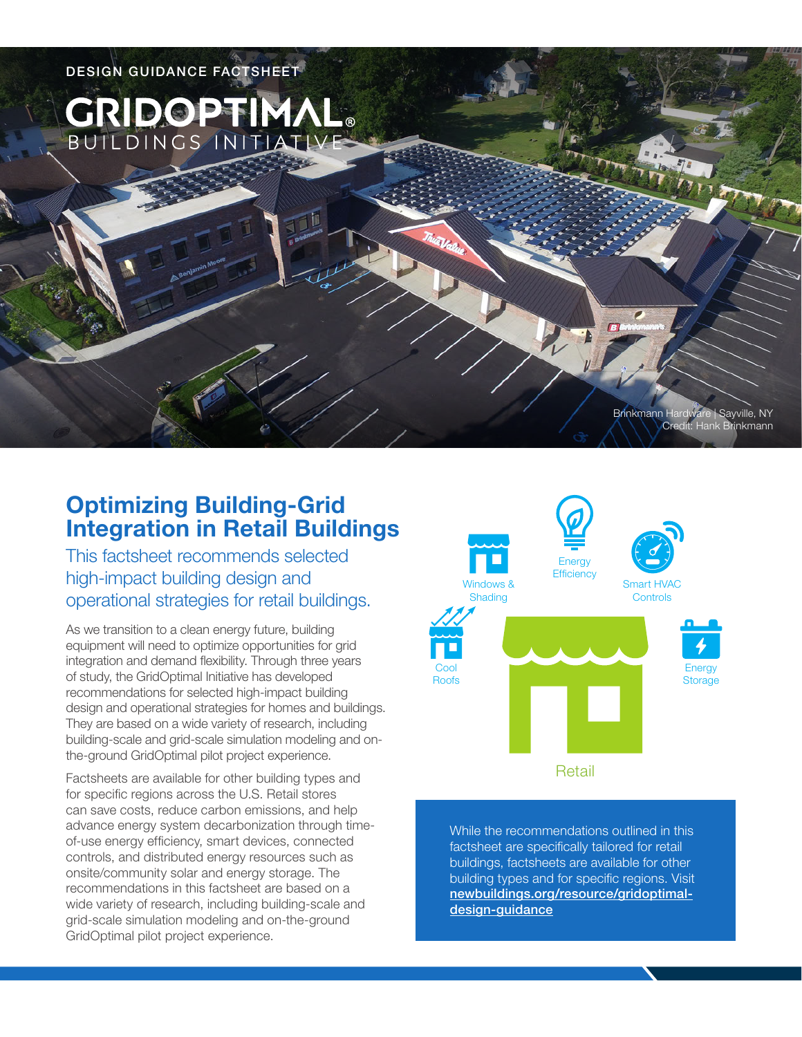DESIGN GUIDANCE FACTSHEET

# GRIDOPTIMAL® BUILDINGS INITIATIVE

Brinkmann Hardware | Sayville, NY
Credit: Hank Brinkmann

## Optimizing Building-Grid Integration in Retail Buildings

### This factsheet recommends selected high-impact building design and operational strategies for retail buildings.

As we transition to a clean energy future, building equipment will need to optimize opportunities for grid integration and demand flexibility. Through three years of study, the GridOptimal Initiative has developed recommendations for selected high-impact building design and operational strategies for homes and buildings. They are based on a wide variety of research, including building-scale and grid-scale simulation modeling and on-the-ground GridOptimal pilot project experience.

Factsheets are available for other building types and for specific regions across the U.S. Retail stores can save costs, reduce carbon emissions, and help advance energy system decarbonization through time-of-use energy efficiency, smart devices, connected controls, and distributed energy resources such as onsite/community solar and energy storage. The recommendations in this factsheet are based on a wide variety of research, including building-scale and grid-scale simulation modeling and on-the-ground GridOptimal pilot project experience.

Windows & Shading | Energy Efficiency | Smart HVAC Controls | Cool Roofs | Energy Storage | Retail

While the recommendations outlined in this factsheet are specifically tailored for retail buildings, factsheets are available for other building types and for specific regions. Visit **newbuildings.org/resource/gridoptimal-design-guidance**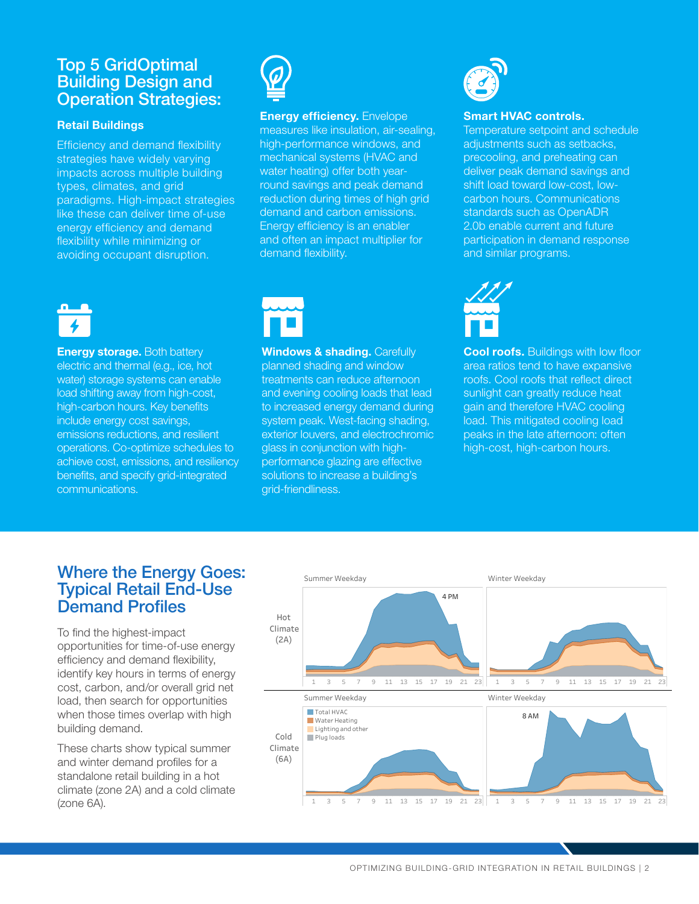# Top 5 GridOptimal Building Design and Operation Strategies:

### Retail Buildings

Efficiency and demand flexibility strategies have widely varying impacts across multiple building types, climates, and grid paradigms. High-impact strategies like these can deliver time of-use energy efficiency and demand flexibility while minimizing or avoiding occupant disruption.

**Energy efficiency.** Envelope measures like insulation, air-sealing, high-performance windows, and mechanical systems (HVAC and water heating) offer both year-round savings and peak demand reduction during times of high grid demand and carbon emissions. Energy efficiency is an enabler and often an impact multiplier for demand flexibility.

**Smart HVAC controls.** Temperature setpoint and schedule adjustments such as setbacks, precooling, and preheating can deliver peak demand savings and shift load toward low-cost, low-carbon hours. Communications standards such as OpenADR 2.0b enable current and future participation in demand response and similar programs.

**Energy storage.** Both battery electric and thermal (e.g., ice, hot water) storage systems can enable load shifting away from high-cost, high-carbon hours. Key benefits include energy cost savings, emissions reductions, and resilient operations. Co-optimize schedules to achieve cost, emissions, and resiliency benefits, and specify grid-integrated communications.

**Windows & shading.** Carefully planned shading and window treatments can reduce afternoon and evening cooling loads that lead to increased energy demand during system peak. West-facing shading, exterior louvers, and electrochromic glass in conjunction with high-performance glazing are effective solutions to increase a building's grid-friendliness.

**Cool roofs.** Buildings with low floor area ratios tend to have expansive roofs. Cool roofs that reflect direct sunlight can greatly reduce heat gain and therefore HVAC cooling load. This mitigated cooling load peaks in the late afternoon: often high-cost, high-carbon hours.

## Where the Energy Goes: Typical Retail End-Use Demand Profiles

To find the highest-impact opportunities for time-of-use energy efficiency and demand flexibility, identify key hours in terms of energy cost, carbon, and/or overall grid net load, then search for opportunities when those times overlap with high building demand.

These charts show typical summer and winter demand profiles for a standalone retail building in a hot climate (zone 2A) and a cold climate (zone 6A).

Hot Climate (2A): Summer Weekday (peak 4 PM), Winter Weekday

Cold Climate (6A): Summer Weekday, Winter Weekday (peak 8 AM)

Legend: Total HVAC, Water Heating, Lighting and other, Plug loads

Hours: 1 3 5 7 9 11 13 15 17 19 21 23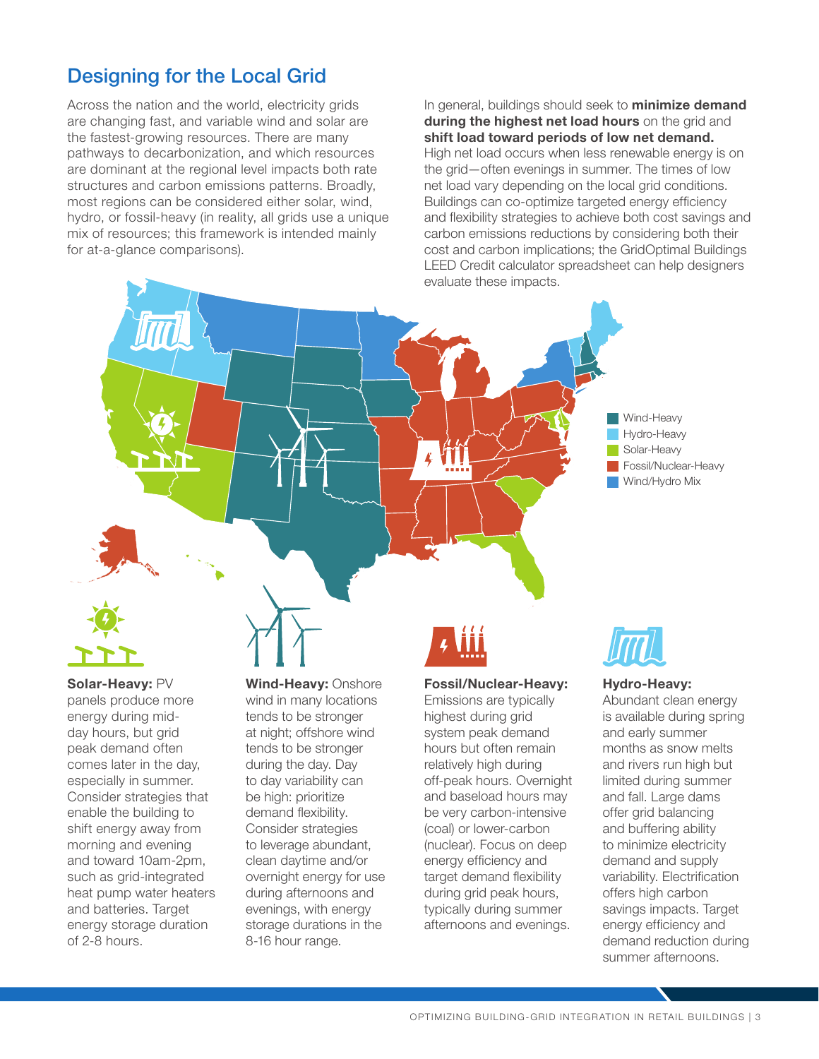## Designing for the Local Grid

Across the nation and the world, electricity grids are changing fast, and variable wind and solar are the fastest-growing resources. There are many pathways to decarbonization, and which resources are dominant at the regional level impacts both rate structures and carbon emissions patterns. Broadly, most regions can be considered either solar, wind, hydro, or fossil-heavy (in reality, all grids use a unique mix of resources; this framework is intended mainly for at-a-glance comparisons).

In general, buildings should seek to **minimize demand during the highest net load hours** on the grid and **shift load toward periods of low net demand.** High net load occurs when less renewable energy is on the grid—often evenings in summer. The times of low net load vary depending on the local grid conditions. Buildings can co-optimize targeted energy efficiency and flexibility strategies to achieve both cost savings and carbon emissions reductions by considering both their cost and carbon implications; the GridOptimal Buildings LEED Credit calculator spreadsheet can help designers evaluate these impacts.

- Wind-Heavy
- Hydro-Heavy
- Solar-Heavy
- Fossil/Nuclear-Heavy
- Wind/Hydro Mix

**Solar-Heavy:** PV panels produce more energy during mid-day hours, but grid peak demand often comes later in the day, especially in summer. Consider strategies that enable the building to shift energy away from morning and evening and toward 10am-2pm, such as grid-integrated heat pump water heaters and batteries. Target energy storage duration of 2-8 hours.

**Wind-Heavy:** Onshore wind in many locations tends to be stronger at night; offshore wind tends to be stronger during the day. Day to day variability can be high: prioritize demand flexibility. Consider strategies to leverage abundant, clean daytime and/or overnight energy for use during afternoons and evenings, with energy storage durations in the 8-16 hour range.

**Fossil/Nuclear-Heavy:** Emissions are typically highest during grid system peak demand hours but often remain relatively high during off-peak hours. Overnight and baseload hours may be very carbon-intensive (coal) or lower-carbon (nuclear). Focus on deep energy efficiency and target demand flexibility during grid peak hours, typically during summer afternoons and evenings.

**Hydro-Heavy:** Abundant clean energy is available during spring and early summer months as snow melts and rivers run high but limited during summer and fall. Large dams offer grid balancing and buffering ability to minimize electricity demand and supply variability. Electrification offers high carbon savings impacts. Target energy efficiency and demand reduction during summer afternoons.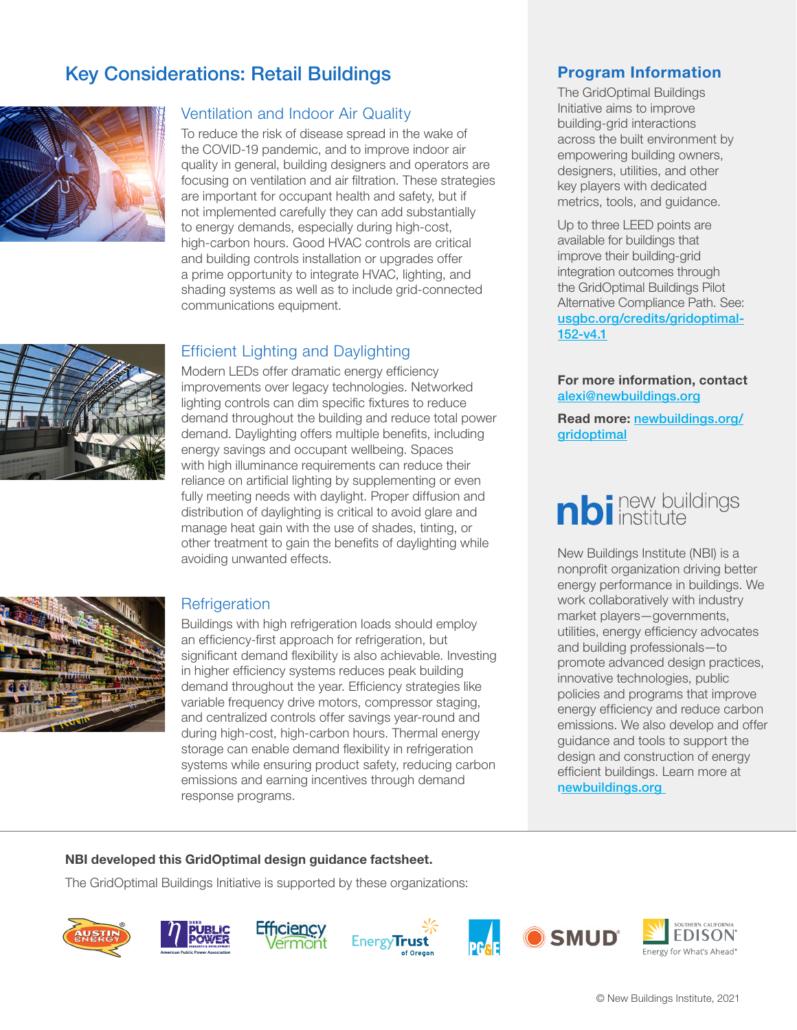# Key Considerations: Retail Buildings

## Ventilation and Indoor Air Quality

To reduce the risk of disease spread in the wake of the COVID-19 pandemic, and to improve indoor air quality in general, building designers and operators are focusing on ventilation and air filtration. These strategies are important for occupant health and safety, but if not implemented carefully they can add substantially to energy demands, especially during high-cost, high-carbon hours. Good HVAC controls are critical and building controls installation or upgrades offer a prime opportunity to integrate HVAC, lighting, and shading systems as well as to include grid-connected communications equipment.

## Efficient Lighting and Daylighting

Modern LEDs offer dramatic energy efficiency improvements over legacy technologies. Networked lighting controls can dim specific fixtures to reduce demand throughout the building and reduce total power demand. Daylighting offers multiple benefits, including energy savings and occupant wellbeing. Spaces with high illuminance requirements can reduce their reliance on artificial lighting by supplementing or even fully meeting needs with daylight. Proper diffusion and distribution of daylighting is critical to avoid glare and manage heat gain with the use of shades, tinting, or other treatment to gain the benefits of daylighting while avoiding unwanted effects.

## Refrigeration

Buildings with high refrigeration loads should employ an efficiency-first approach for refrigeration, but significant demand flexibility is also achievable. Investing in higher efficiency systems reduces peak building demand throughout the year. Efficiency strategies like variable frequency drive motors, compressor staging, and centralized controls offer savings year-round and during high-cost, high-carbon hours. Thermal energy storage can enable demand flexibility in refrigeration systems while ensuring product safety, reducing carbon emissions and earning incentives through demand response programs.

## Program Information

The GridOptimal Buildings Initiative aims to improve building-grid interactions across the built environment by empowering building owners, designers, utilities, and other key players with dedicated metrics, tools, and guidance.

Up to three LEED points are available for buildings that improve their building-grid integration outcomes through the GridOptimal Buildings Pilot Alternative Compliance Path. See: usgbc.org/credits/gridoptimal-152-v4.1

**For more information, contact** alexi@newbuildings.org

**Read more:** newbuildings.org/gridoptimal

nbi new buildings institute

New Buildings Institute (NBI) is a nonprofit organization driving better energy performance in buildings. We work collaboratively with industry market players—governments, utilities, energy efficiency advocates and building professionals—to promote advanced design practices, innovative technologies, public policies and programs that improve energy efficiency and reduce carbon emissions. We also develop and offer guidance and tools to support the design and construction of energy efficient buildings. Learn more at newbuildings.org

**NBI developed this GridOptimal design guidance factsheet.**

The GridOptimal Buildings Initiative is supported by these organizations:

Austin Energy · Public Power (American Public Power Association) · Efficiency Vermont · Energy Trust of Oregon · PG&E · SMUD · Southern California Edison

© New Buildings Institute, 2021